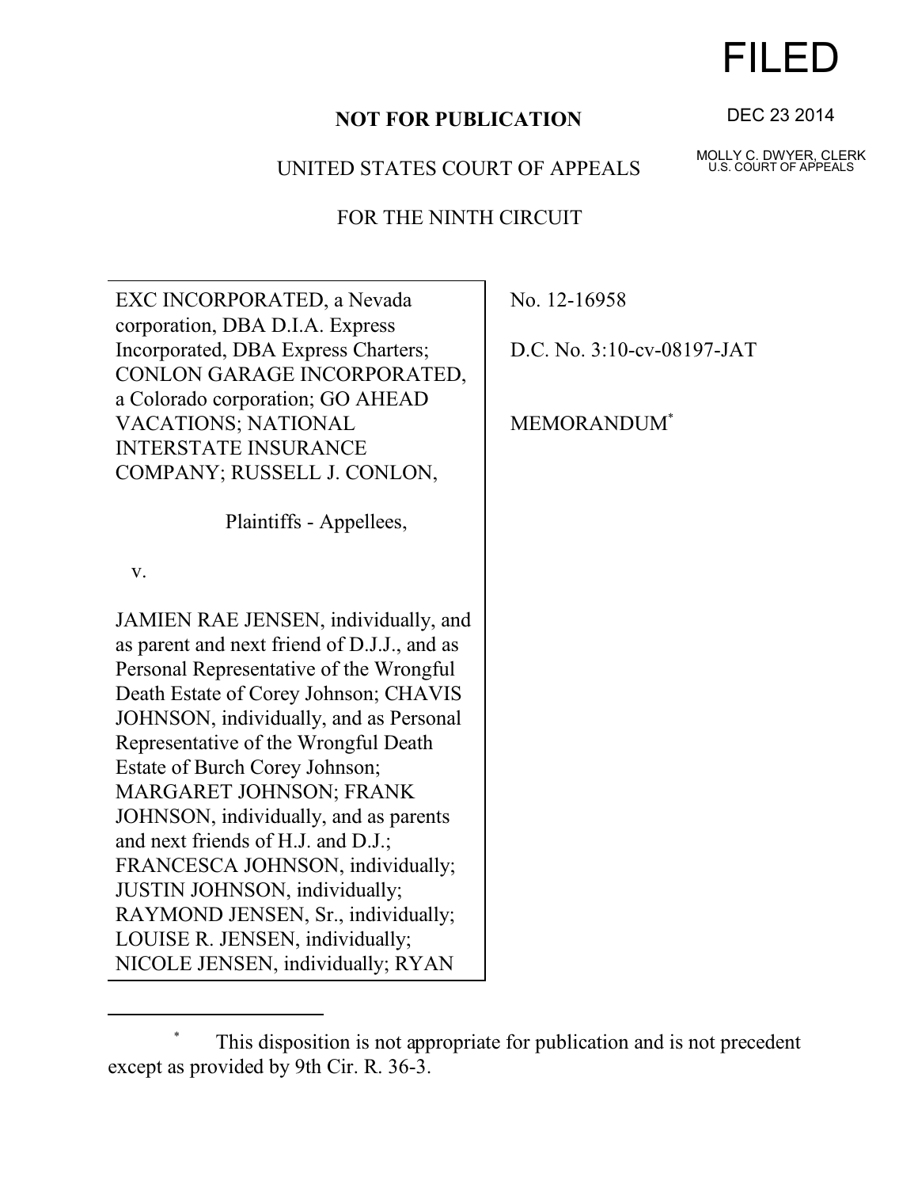FILED

DEC 23 2014

MOLLY C. DWYER, CLERK
U.S. COURT OF APPEALS

**NOT FOR PUBLICATION**

UNITED STATES COURT OF APPEALS

FOR THE NINTH CIRCUIT

EXC INCORPORATED, a Nevada corporation, DBA D.I.A. Express Incorporated, DBA Express Charters; CONLON GARAGE INCORPORATED, a Colorado corporation; GO AHEAD VACATIONS; NATIONAL INTERSTATE INSURANCE COMPANY; RUSSELL J. CONLON,

Plaintiffs - Appellees,

v.

JAMIEN RAE JENSEN, individually, and as parent and next friend of D.J.J., and as Personal Representative of the Wrongful Death Estate of Corey Johnson; CHAVIS JOHNSON, individually, and as Personal Representative of the Wrongful Death Estate of Burch Corey Johnson; MARGARET JOHNSON; FRANK JOHNSON, individually, and as parents and next friends of H.J. and D.J.; FRANCESCA JOHNSON, individually; JUSTIN JOHNSON, individually; RAYMOND JENSEN, Sr., individually; LOUISE R. JENSEN, individually; NICOLE JENSEN, individually; RYAN

No. 12-16958

D.C. No. 3:10-cv-08197-JAT

MEMORANDUM*

---

\* This disposition is not appropriate for publication and is not precedent except as provided by 9th Cir. R. 36-3.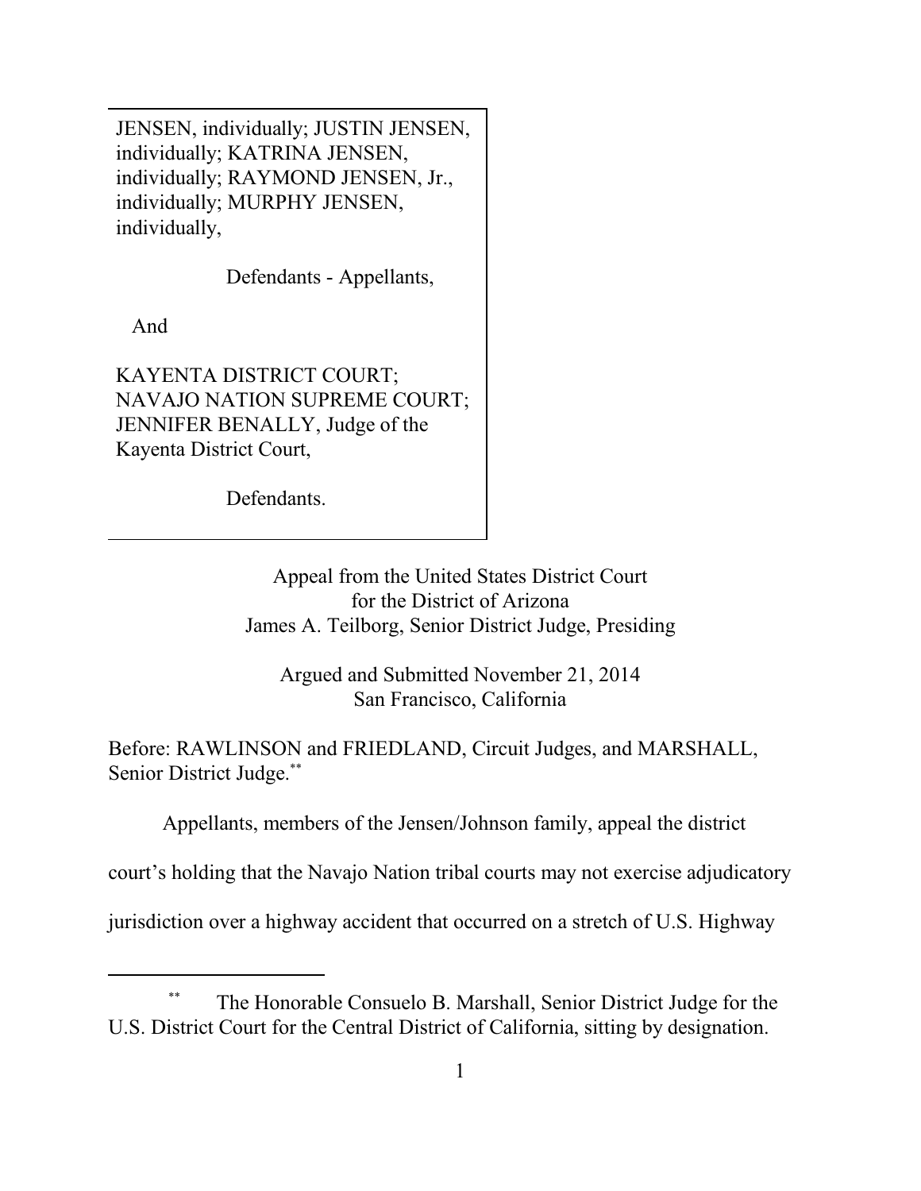JENSEN, individually; JUSTIN JENSEN, individually; KATRINA JENSEN, individually; RAYMOND JENSEN, Jr., individually; MURPHY JENSEN, individually,

Defendants - Appellants,

And

KAYENTA DISTRICT COURT; NAVAJO NATION SUPREME COURT; JENNIFER BENALLY, Judge of the Kayenta District Court,

Defendants.

Appeal from the United States District Court
for the District of Arizona
James A. Teilborg, Senior District Judge, Presiding

Argued and Submitted November 21, 2014
San Francisco, California

Before: RAWLINSON and FRIEDLAND, Circuit Judges, and MARSHALL, Senior District Judge.[**]

Appellants, members of the Jensen/Johnson family, appeal the district court's holding that the Navajo Nation tribal courts may not exercise adjudicatory jurisdiction over a highway accident that occurred on a stretch of U.S. Highway

---

[**] The Honorable Consuelo B. Marshall, Senior District Judge for the U.S. District Court for the Central District of California, sitting by designation.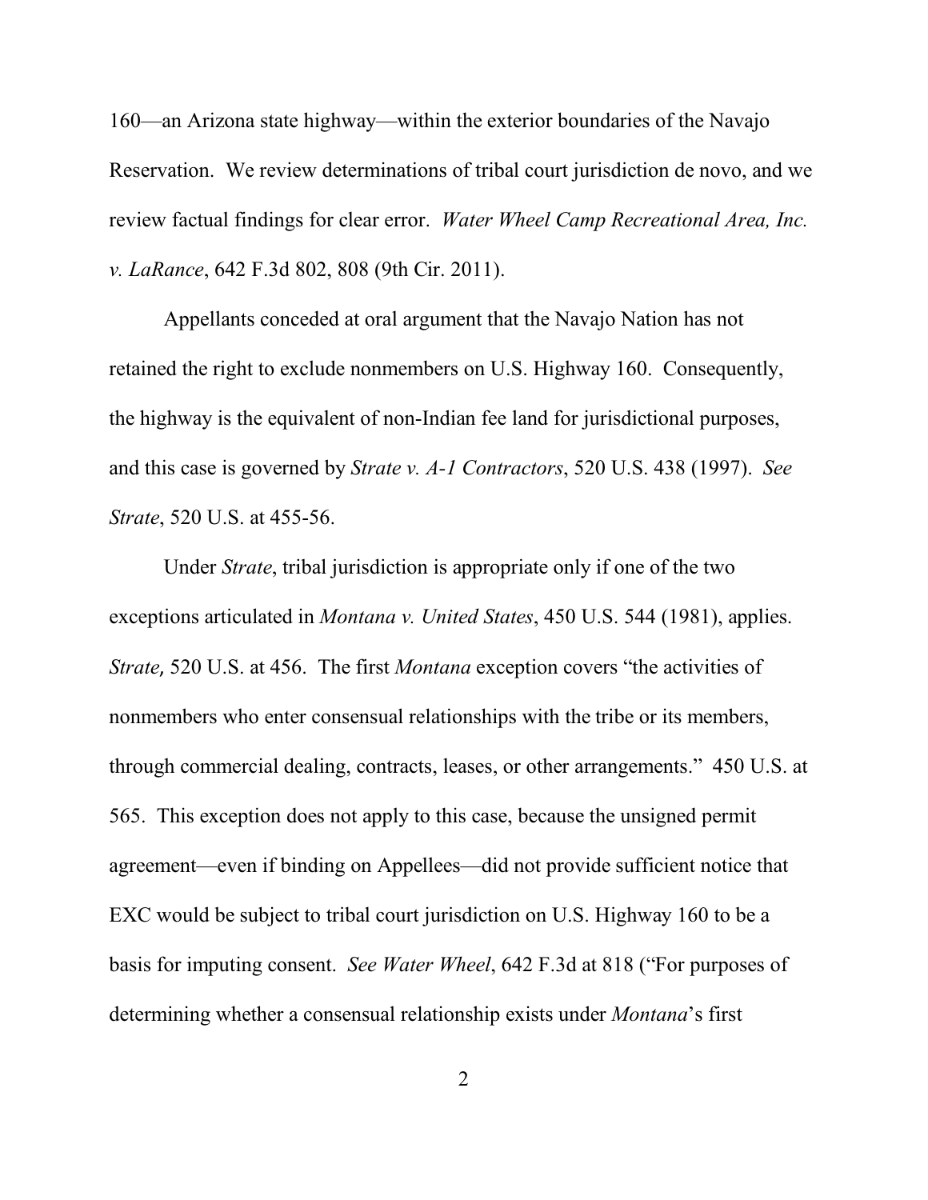160—an Arizona state highway—within the exterior boundaries of the Navajo Reservation. We review determinations of tribal court jurisdiction de novo, and we review factual findings for clear error. *Water Wheel Camp Recreational Area, Inc. v. LaRance*, 642 F.3d 802, 808 (9th Cir. 2011).

Appellants conceded at oral argument that the Navajo Nation has not retained the right to exclude nonmembers on U.S. Highway 160. Consequently, the highway is the equivalent of non-Indian fee land for jurisdictional purposes, and this case is governed by *Strate v. A-1 Contractors*, 520 U.S. 438 (1997). *See Strate*, 520 U.S. at 455-56.

Under *Strate*, tribal jurisdiction is appropriate only if one of the two exceptions articulated in *Montana v. United States*, 450 U.S. 544 (1981), applies. *Strate*, 520 U.S. at 456. The first *Montana* exception covers "the activities of nonmembers who enter consensual relationships with the tribe or its members, through commercial dealing, contracts, leases, or other arrangements." 450 U.S. at 565. This exception does not apply to this case, because the unsigned permit agreement—even if binding on Appellees—did not provide sufficient notice that EXC would be subject to tribal court jurisdiction on U.S. Highway 160 to be a basis for imputing consent. *See Water Wheel*, 642 F.3d at 818 ("For purposes of determining whether a consensual relationship exists under *Montana*'s first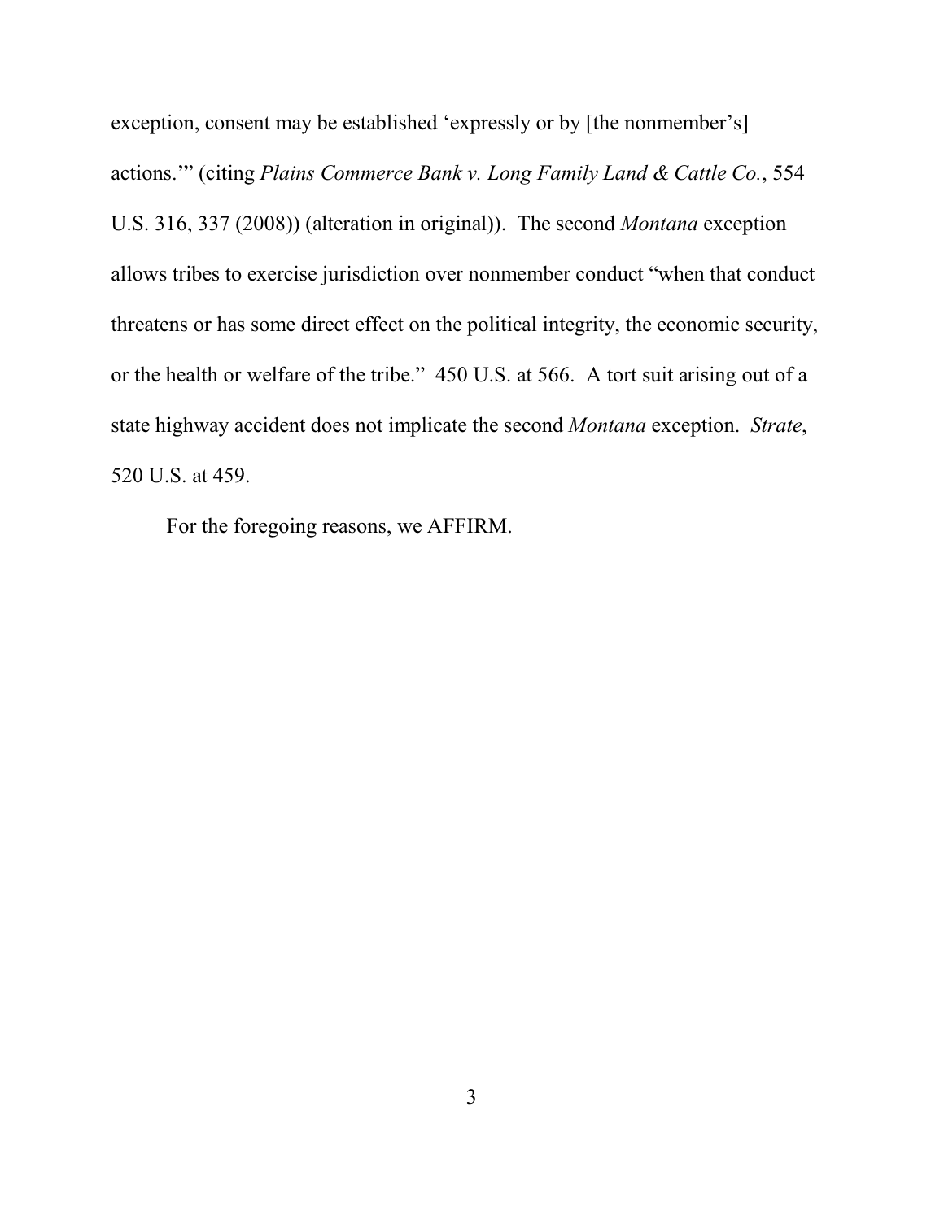exception, consent may be established 'expressly or by [the nonmember's] actions.'" (citing *Plains Commerce Bank v. Long Family Land & Cattle Co.*, 554 U.S. 316, 337 (2008)) (alteration in original)). The second *Montana* exception allows tribes to exercise jurisdiction over nonmember conduct "when that conduct threatens or has some direct effect on the political integrity, the economic security, or the health or welfare of the tribe." 450 U.S. at 566. A tort suit arising out of a state highway accident does not implicate the second *Montana* exception. *Strate*, 520 U.S. at 459.

For the foregoing reasons, we AFFIRM.